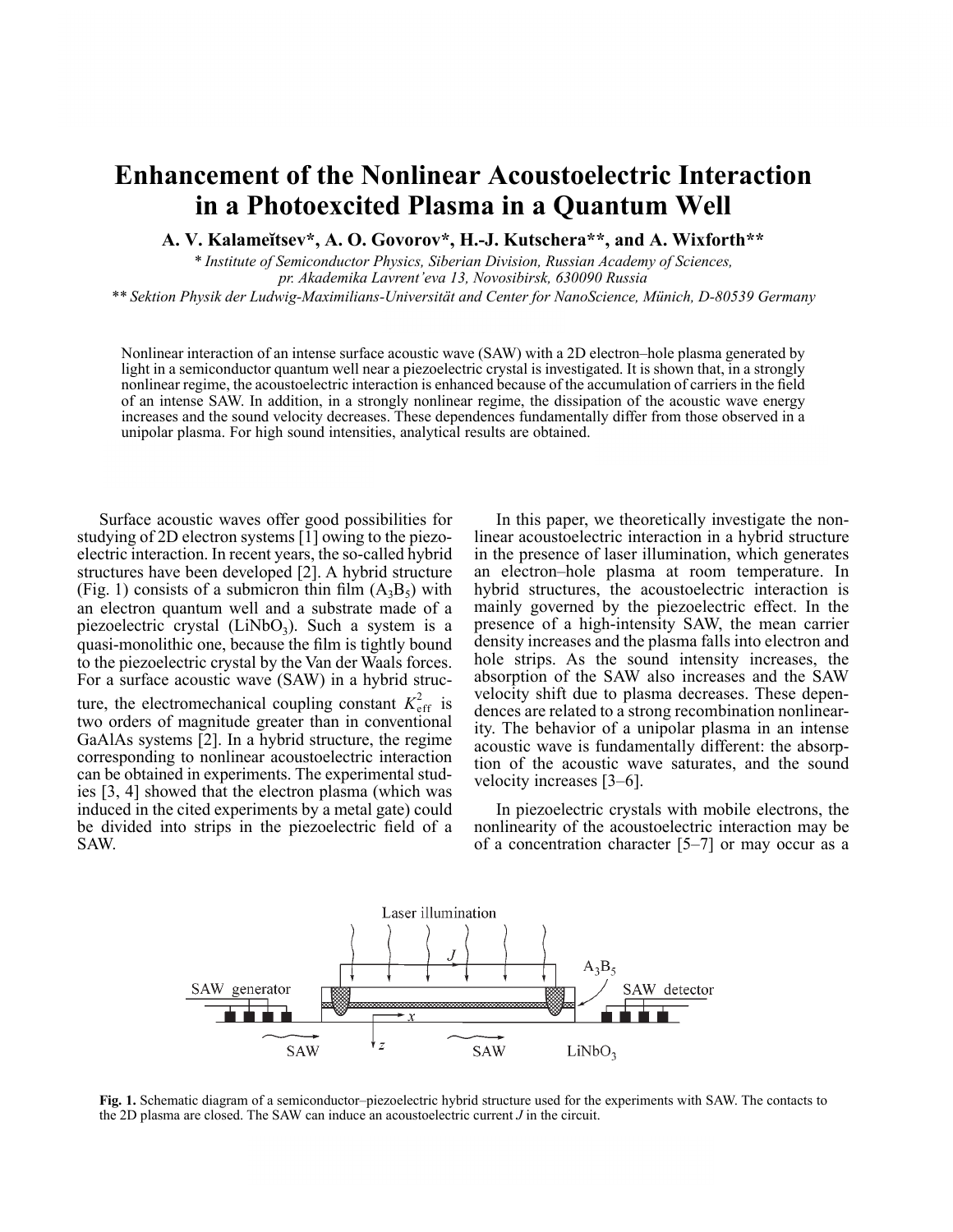# Enhancement of the Nonlinear Acoustoelectric Interaction in a Photoexcited Plasma in a Quantum Well

**A. V. Kalameĭtsev\*, A. O. Govorov\*, H.-J. Kutschera\*\*, and A. Wixforth\*\***

*\* Institute of Semiconductor Physics, Siberian Division, Russian Academy of Sciences, pr. Akademika Lavrent'eva 13, Novosibirsk, 630090 Russia*

*\*\* Sektion Physik der Ludwig-Maximilians-Universität and Center for NanoScience, Münich, D-80539 Germany*

Nonlinear interaction of an intense surface acoustic wave (SAW) with a 2D electron–hole plasma generated by light in a semiconductor quantum well near a piezoelectric crystal is investigated. It is shown that, in a strongly nonlinear regime, the acoustoelectric interaction is enhanced because of the accumulation of carriers in the field of an intense SAW. In addition, in a strongly nonlinear regime, the dissipation of the acoustic wave energy increases and the sound velocity decreases. These dependences fundamentally differ from those observed in a unipolar plasma. For high sound intensities, analytical results are obtained.

Surface acoustic waves offer good possibilities for studying of 2D electron systems [1] owing to the piezoelectric interaction. In recent years, the so-called hybrid structures have been developed [2]. A hybrid structure (Fig. 1) consists of a submicron thin film ($A_3B_5$) with an electron quantum well and a substrate made of a piezoelectric crystal ($LiNbO_3$). Such a system is a quasi-monolithic one, because the film is tightly bound to the piezoelectric crystal by the Van der Waals forces. For a surface acoustic wave (SAW) in a hybrid structure, the electromechanical coupling constant $K_{\rm eff}^2$ is two orders of magnitude greater than in conventional GaAlAs systems [2]. In a hybrid structure, the regime corresponding to nonlinear acoustoelectric interaction can be obtained in experiments. The experimental studies [3, 4] showed that the electron plasma (which was induced in the cited experiments by a metal gate) could be divided into strips in the piezoelectric field of a SAW.

In this paper, we theoretically investigate the nonlinear acoustoelectric interaction in a hybrid structure in the presence of laser illumination, which generates an electron–hole plasma at room temperature. In hybrid structures, the acoustoelectric interaction is mainly governed by the piezoelectric effect. In the presence of a high-intensity SAW, the mean carrier density increases and the plasma falls into electron and hole strips. As the sound intensity increases, the absorption of the SAW also increases and the SAW velocity shift due to plasma decreases. These dependences are related to a strong recombination nonlinearity. The behavior of a unipolar plasma in an intense acoustic wave is fundamentally different: the absorption of the acoustic wave saturates, and the sound velocity increases [3–6].

In piezoelectric crystals with mobile electrons, the nonlinearity of the acoustoelectric interaction may be of a concentration character [5–7] or may occur as a

**Fig. 1.** Schematic diagram of a semiconductor–piezoelectric hybrid structure used for the experiments with SAW. The contacts to the 2D plasma are closed. The SAW can induce an acoustoelectric current $J$ in the circuit.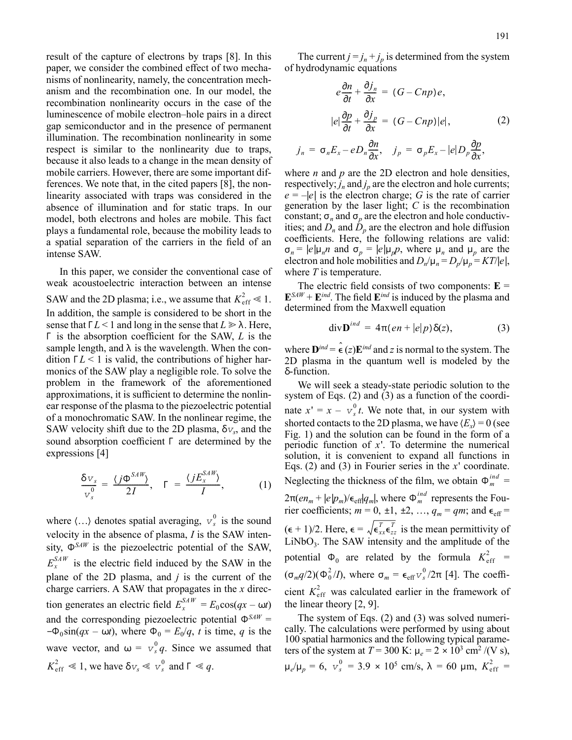result of the capture of electrons by traps [8]. In this paper, we consider the combined effect of two mechanisms of nonlinearity, namely, the concentration mechanism and the recombination one. In our model, the recombination nonlinearity occurs in the case of the luminescence of mobile electron–hole pairs in a direct gap semiconductor and in the presence of permanent illumination. The recombination nonlinearity in some respect is similar to the nonlinearity due to traps, because it also leads to a change in the mean density of mobile carriers. However, there are some important differences. We note that, in the cited papers [8], the nonlinearity associated with traps was considered in the absence of illumination and for static traps. In our model, both electrons and holes are mobile. This fact plays a fundamental role, because the mobility leads to a spatial separation of the carriers in the field of an intense SAW.

In this paper, we consider the conventional case of weak acoustoelectric interaction between an intense SAW and the 2D plasma; i.e., we assume that $K^2_{\text{eff}} \ll 1$. In addition, the sample is considered to be short in the sense that $\Gamma L < 1$ and long in the sense that $L \gg \lambda$. Here, $\Gamma$ is the absorption coefficient for the SAW, $L$ is the sample length, and $\lambda$ is the wavelength. When the condition $\Gamma L < 1$ is valid, the contributions of higher harmonics of the SAW play a negligible role. To solve the problem in the framework of the aforementioned approximations, it is sufficient to determine the nonlinear response of the plasma to the piezoelectric potential of a monochromatic SAW. In the nonlinear regime, the SAW velocity shift due to the 2D plasma, $\delta v_s$, and the sound absorption coefficient $\Gamma$ are determined by the expressions [4]

$$\frac{\delta v_s}{v_s^0} = \frac{\langle j\Phi^{SAW}\rangle}{2I}, \quad \Gamma = \frac{\langle jE_x^{SAW}\rangle}{I}, \tag{1}$$

where $\langle\ldots\rangle$ denotes spatial averaging, $v_s^0$ is the sound velocity in the absence of plasma, $I$ is the SAW intensity, $\Phi^{SAW}$ is the piezoelectric potential of the SAW, $E_x^{SAW}$ is the electric field induced by the SAW in the plane of the 2D plasma, and $j$ is the current of the charge carriers. A SAW that propagates in the $x$ direction generates an electric field $E_x^{SAW} = E_0\cos(qx - \omega t)$ and the corresponding piezoelectric potential $\Phi^{SAW} = -\Phi_0\sin(qx - \omega t)$, where $\Phi_0 = E_0/q$, $t$ is time, $q$ is the wave vector, and $\omega = v_s^0 q$. Since we assumed that $K^2_{\text{eff}} \ll 1$, we have $\delta v_s \ll v_s^0$ and $\Gamma \ll q$.

The current $j = j_n + j_p$ is determined from the system of hydrodynamic equations

$$e\frac{\partial n}{\partial t} + \frac{\partial j_n}{\partial x} = (G - Cnp)e,$$

$$|e|\frac{\partial p}{\partial t} + \frac{\partial j_p}{\partial x} = (G - Cnp)|e|, \tag{2}$$

$$j_n = \sigma_n E_x - eD_n\frac{\partial n}{\partial x}, \quad j_p = \sigma_p E_x - |e|D_p\frac{\partial p}{\partial x},$$

where $n$ and $p$ are the 2D electron and hole densities, respectively; $j_n$ and $j_p$ are the electron and hole currents; $e = -|e|$ is the electron charge; $G$ is the rate of carrier generation by the laser light; $C$ is the recombination constant; $\sigma_n$ and $\sigma_p$ are the electron and hole conductivities; and $D_n$ and $D_p$ are the electron and hole diffusion coefficients. Here, the following relations are valid: $\sigma_n = |e|\mu_n n$ and $\sigma_p = |e|\mu_p p$, where $\mu_n$ and $\mu_p$ are the electron and hole mobilities and $D_n/\mu_n = D_p/\mu_p = KT/|e|$, where $T$ is temperature.

The electric field consists of two components: $\mathbf{E} = \mathbf{E}^{SAW} + \mathbf{E}^{ind}$. The field $\mathbf{E}^{ind}$ is induced by the plasma and determined from the Maxwell equation

$$\operatorname{div}\mathbf{D}^{ind} = 4\pi(en + |e|p)\delta(z), \tag{3}$$

where $\mathbf{D}^{ind} = \hat{\epsilon}(z)\mathbf{E}^{ind}$ and $z$ is normal to the system. The 2D plasma in the quantum well is modeled by the $\delta$-function.

We will seek a steady-state periodic solution to the system of Eqs. (2) and (3) as a function of the coordinate $x' = x - v_s^0 t$. We note that, in our system with shorted contacts to the 2D plasma, we have $\langle E_x\rangle = 0$ (see Fig. 1) and the solution can be found in the form of a periodic function of $x'$. To determine the numerical solution, it is convenient to expand all functions in Eqs. (2) and (3) in Fourier series in the $x'$ coordinate. Neglecting the thickness of the film, we obtain $\Phi_m^{ind} = 2\pi(en_m + |e|p_m)/\epsilon_{\text{eff}}|q_m|$, where $\Phi_m^{ind}$ represents the Fourier coefficients; $m = 0, \pm1, \pm2, \ldots$, $q_m = qm$; and $\epsilon_{\text{eff}} = (\epsilon + 1)/2$. Here, $\epsilon = \sqrt{\epsilon_{xx}^T\epsilon_{zz}^T}$ is the mean permittivity of $LiNbO_3$. The SAW intensity and the amplitude of the potential $\Phi_0$ are related by the formula $K^2_{\text{eff}} = (\sigma_m q/2)(\Phi_0^2/I)$, where $\sigma_m = \epsilon_{\text{eff}}v_s^0/2\pi$ [4]. The coefficient $K^2_{\text{eff}}$ was calculated earlier in the framework of the linear theory [2, 9].

The system of Eqs. (2) and (3) was solved numerically. The calculations were performed by using about 100 spatial harmonics and the following typical parameters of the system at $T = 300$ K: $\mu_e = 2 \times 10^3$ cm$^2$/(V s), $\mu_e/\mu_p = 6$, $v_s^0 = 3.9 \times 10^5$ cm/s, $\lambda = 60$ μm, $K^2_{\text{eff}} =$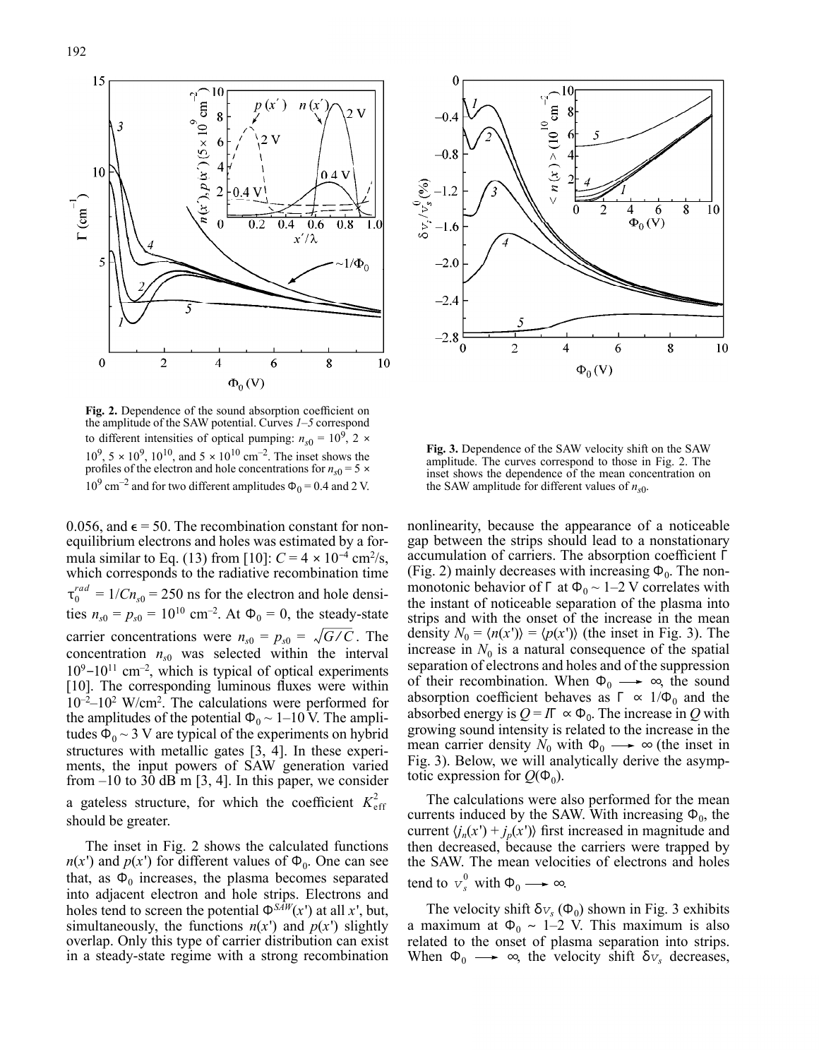**Fig. 2.** Dependence of the sound absorption coefficient on the amplitude of the SAW potential. Curves *1–5* correspond to different intensities of optical pumping: $n_{s0} = 10^9$, $2 \times 10^9$, $5 \times 10^9$, $10^{10}$, and $5 \times 10^{10}$ cm$^{-2}$. The inset shows the profiles of the electron and hole concentrations for $n_{s0} = 5 \times 10^9$ cm$^{-2}$ and for two different amplitudes $\Phi_0 = 0.4$ and 2 V.

**Fig. 3.** Dependence of the SAW velocity shift on the SAW amplitude. The curves correspond to those in Fig. 2. The inset shows the dependence of the mean concentration on the SAW amplitude for different values of $n_{s0}$.

0.056, and $\epsilon = 50$. The recombination constant for nonequilibrium electrons and holes was estimated by a formula similar to Eq. (13) from [10]: $C = 4 \times 10^{-4}$ cm$^2$/s, which corresponds to the radiative recombination time $\tau_0^{rad} = 1/Cn_{s0} = 250$ ns for the electron and hole densities $n_{s0} = p_{s0} = 10^{10}$ cm$^{-2}$. At $\Phi_0 = 0$, the steady-state carrier concentrations were $n_{s0} = p_{s0} = \sqrt{G/C}$. The concentration $n_{s0}$ was selected within the interval $10^9$–$10^{11}$ cm$^{-2}$, which is typical of optical experiments [10]. The corresponding luminous fluxes were within $10^{-2}$–$10^2$ W/cm$^2$. The calculations were performed for the amplitudes of the potential $\Phi_0 \sim 1$–10 V. The amplitudes $\Phi_0 \sim 3$ V are typical of the experiments on hybrid structures with metallic gates [3, 4]. In these experiments, the input powers of SAW generation varied from –10 to 30 dB m [3, 4]. In this paper, we consider a gateless structure, for which the coefficient $K_{\text{eff}}^2$ should be greater.

The inset in Fig. 2 shows the calculated functions $n(x')$ and $p(x')$ for different values of $\Phi_0$. One can see that, as $\Phi_0$ increases, the plasma becomes separated into adjacent electron and hole strips. Electrons and holes tend to screen the potential $\Phi^{SAW}(x')$ at all $x'$, but, simultaneously, the functions $n(x')$ and $p(x')$ slightly overlap. Only this type of carrier distribution can exist in a steady-state regime with a strong recombination nonlinearity, because the appearance of a noticeable gap between the strips should lead to a nonstationary accumulation of carriers. The absorption coefficient $\Gamma$ (Fig. 2) mainly decreases with increasing $\Phi_0$. The nonmonotonic behavior of $\Gamma$ at $\Phi_0 \sim 1$–2 V correlates with the instant of noticeable separation of the plasma into strips and with the onset of the increase in the mean density $N_0 = \langle n(x')\rangle = \langle p(x')\rangle$ (the inset in Fig. 3). The increase in $N_0$ is a natural consequence of the spatial separation of electrons and holes and of the suppression of their recombination. When $\Phi_0 \longrightarrow \infty$, the sound absorption coefficient behaves as $\Gamma \propto 1/\Phi_0$ and the absorbed energy is $Q = I\Gamma \propto \Phi_0$. The increase in $Q$ with growing sound intensity is related to the increase in the mean carrier density $N_0$ with $\Phi_0 \longrightarrow \infty$ (the inset in Fig. 3). Below, we will analytically derive the asymptotic expression for $Q(\Phi_0)$.

The calculations were also performed for the mean currents induced by the SAW. With increasing $\Phi_0$, the current $\langle j_n(x') + j_p(x')\rangle$ first increased in magnitude and then decreased, because the carriers were trapped by the SAW. The mean velocities of electrons and holes tend to $v_s^0$ with $\Phi_0 \longrightarrow \infty$.

The velocity shift $\delta v_s(\Phi_0)$ shown in Fig. 3 exhibits a maximum at $\Phi_0 \sim 1$–2 V. This maximum is also related to the onset of plasma separation into strips. When $\Phi_0 \longrightarrow \infty$, the velocity shift $\delta v_s$ decreases,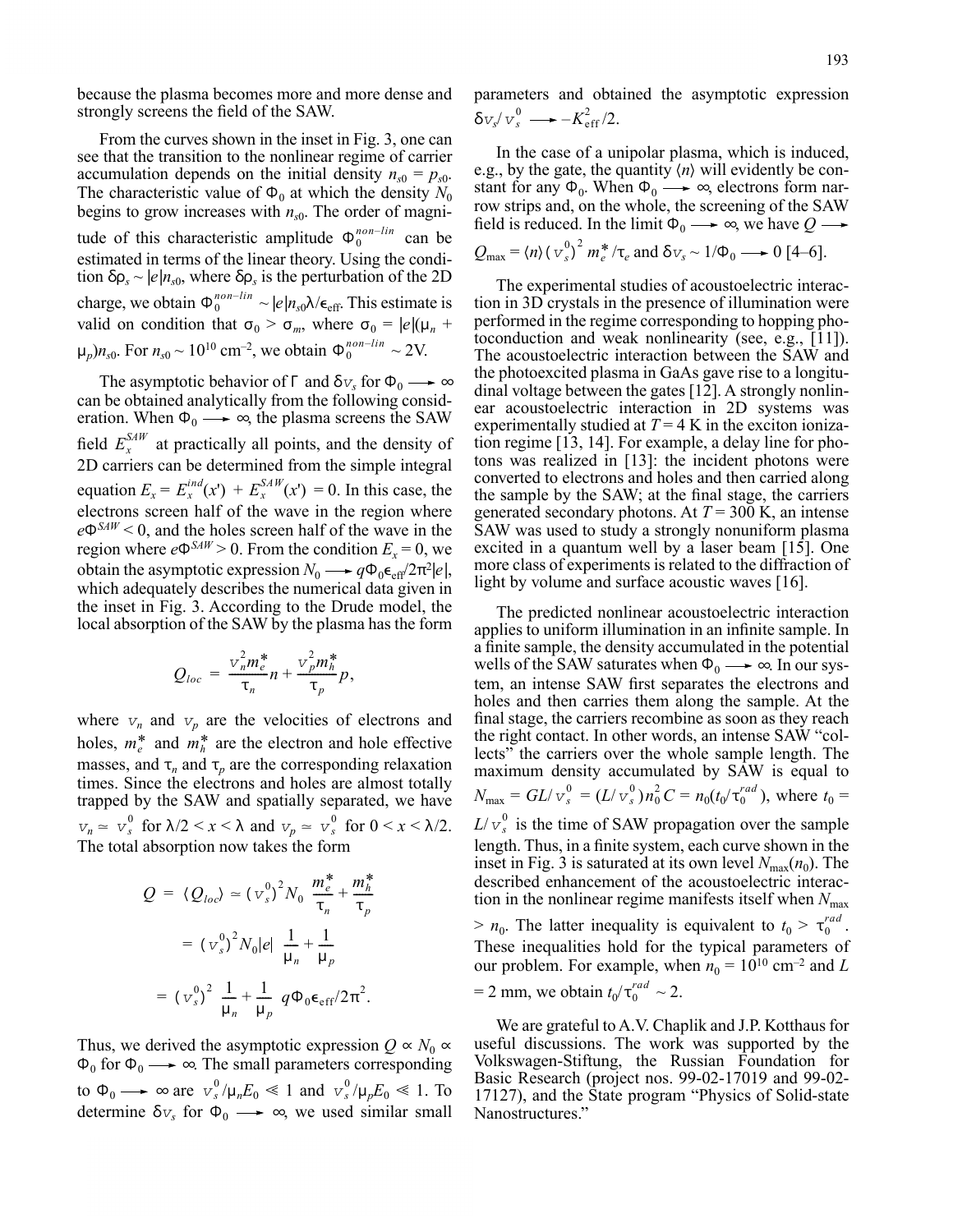because the plasma becomes more and more dense and strongly screens the field of the SAW.

From the curves shown in the inset in Fig. 3, one can see that the transition to the nonlinear regime of carrier accumulation depends on the initial density $n_{s0} = p_{s0}$. The characteristic value of $\Phi_0$ at which the density $N_0$ begins to grow increases with $n_{s0}$. The order of magnitude of this characteristic amplitude $\Phi_0^{non-lin}$ can be estimated in terms of the linear theory. Using the condition $\delta\rho_s \sim |e|n_{s0}$, where $\delta\rho_s$ is the perturbation of the 2D charge, we obtain $\Phi_0^{non-lin} \sim |e|n_{s0}\lambda/\epsilon_{\rm eff}$. This estimate is valid on condition that $\sigma_0 > \sigma_m$, where $\sigma_0 = |e|(\mu_n + \mu_p)n_{s0}$. For $n_{s0} \sim 10^{10}$ cm$^{-2}$, we obtain $\Phi_0^{non-lin} \sim 2$V.

The asymptotic behavior of $\Gamma$ and $\delta v_s$ for $\Phi_0 \longrightarrow \infty$ can be obtained analytically from the following consideration. When $\Phi_0 \longrightarrow \infty$, the plasma screens the SAW field $E_x^{SAW}$ at practically all points, and the density of 2D carriers can be determined from the simple integral equation $E_x = E_x^{ind}(x') + E_x^{SAW}(x') = 0$. In this case, the electrons screen half of the wave in the region where $e\Phi^{SAW} < 0$, and the holes screen half of the wave in the region where $e\Phi^{SAW} > 0$. From the condition $E_x = 0$, we obtain the asymptotic expression $N_0 \longrightarrow q\Phi_0\epsilon_{\rm eff}/2\pi^2|e|$, which adequately describes the numerical data given in the inset in Fig. 3. According to the Drude model, the local absorption of the SAW by the plasma has the form

$$Q_{loc} = \frac{v_n^2 m_e^*}{\tau_n}n + \frac{v_p^2 m_h^*}{\tau_p}p,$$

where $v_n$ and $v_p$ are the velocities of electrons and holes, $m_e^*$ and $m_h^*$ are the electron and hole effective masses, and $\tau_n$ and $\tau_p$ are the corresponding relaxation times. Since the electrons and holes are almost totally trapped by the SAW and spatially separated, we have $v_n \simeq v_s^0$ for $\lambda/2 < x < \lambda$ and $v_p \simeq v_s^0$ for $0 < x < \lambda/2$. The total absorption now takes the form

$$\begin{aligned} Q = \langle Q_{loc}\rangle &\simeq (v_s^0)^2 N_0\left(\frac{m_e^*}{\tau_n} + \frac{m_h^*}{\tau_p}\right) \\ &= (v_s^0)^2 N_0|e|\left(\frac{1}{\mu_n} + \frac{1}{\mu_p}\right) \\ &= (v_s^0)^2\left(\frac{1}{\mu_n} + \frac{1}{\mu_p}\right)q\Phi_0\epsilon_{\rm eff}/2\pi^2. \end{aligned}$$

Thus, we derived the asymptotic expression $Q \propto N_0 \propto \Phi_0$ for $\Phi_0 \longrightarrow \infty$. The small parameters corresponding to $\Phi_0 \longrightarrow \infty$ are $v_s^0/\mu_n E_0 \ll 1$ and $v_s^0/\mu_p E_0 \ll 1$. To determine $\delta v_s$ for $\Phi_0 \longrightarrow \infty$, we used similar small parameters and obtained the asymptotic expression $\delta v_s/v_s^0 \longrightarrow -K_{\rm eff}^2/2$.

In the case of a unipolar plasma, which is induced, e.g., by the gate, the quantity $\langle n\rangle$ will evidently be constant for any $\Phi_0$. When $\Phi_0 \longrightarrow \infty$, electrons form narrow strips and, on the whole, the screening of the SAW field is reduced. In the limit $\Phi_0 \longrightarrow \infty$, we have $Q \longrightarrow Q_{\max} = \langle n\rangle(v_s^0)^2 m_e^*/\tau_e$ and $\delta v_s \sim 1/\Phi_0 \longrightarrow 0$ [4–6].

The experimental studies of acoustoelectric interaction in 3D crystals in the presence of illumination were performed in the regime corresponding to hopping photoconduction and weak nonlinearity (see, e.g., [11]). The acoustoelectric interaction between the SAW and the photoexcited plasma in GaAs gave rise to a longitudinal voltage between the gates [12]. A strongly nonlinear acoustoelectric interaction in 2D systems was experimentally studied at $T = 4$ K in the exciton ionization regime [13, 14]. For example, a delay line for photons was realized in [13]: the incident photons were converted to electrons and holes and then carried along the sample by the SAW; at the final stage, the carriers generated secondary photons. At $T = 300$ K, an intense SAW was used to study a strongly nonuniform plasma excited in a quantum well by a laser beam [15]. One more class of experiments is related to the diffraction of light by volume and surface acoustic waves [16].

The predicted nonlinear acoustoelectric interaction applies to uniform illumination in an infinite sample. In a finite sample, the density accumulated in the potential wells of the SAW saturates when $\Phi_0 \longrightarrow \infty$. In our system, an intense SAW first separates the electrons and holes and then carries them along the sample. At the final stage, the carriers recombine as soon as they reach the right contact. In other words, an intense SAW "collects" the carriers over the whole sample length. The maximum density accumulated by SAW is equal to $N_{\max} = GL/v_s^0 = (L/v_s^0)n_0^2 C = n_0(t_0/\tau_0^{rad})$, where $t_0 = L/v_s^0$ is the time of SAW propagation over the sample length. Thus, in a finite system, each curve shown in the inset in Fig. 3 is saturated at its own level $N_{\max}(n_0)$. The described enhancement of the acoustoelectric interaction in the nonlinear regime manifests itself when $N_{\max} > n_0$. The latter inequality is equivalent to $t_0 > \tau_0^{rad}$. These inequalities hold for the typical parameters of our problem. For example, when $n_0 = 10^{10}$ cm$^{-2}$ and $L = 2$ mm, we obtain $t_0/\tau_0^{rad} \sim 2$.

We are grateful to A.V. Chaplik and J.P. Kotthaus for useful discussions. The work was supported by the Volkswagen-Stiftung, the Russian Foundation for Basic Research (project nos. 99-02-17019 and 99-02-17127), and the State program "Physics of Solid-state Nanostructures."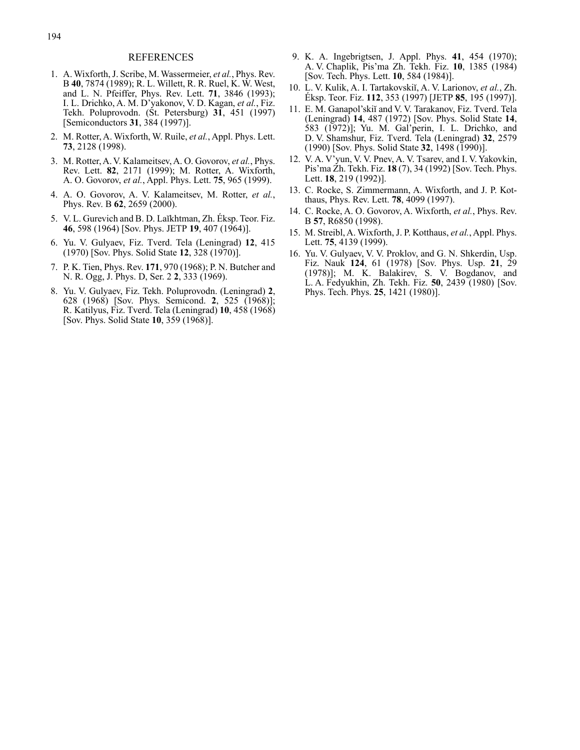## REFERENCES

1. A. Wixforth, J. Scribe, M. Wassermeier, *et al.*, Phys. Rev. B **40**, 7874 (1989); R. L. Willett, R. R. Ruel, K. W. West, and L. N. Pfeiffer, Phys. Rev. Lett. **71**, 3846 (1993); I. L. Drichko, A. M. D'yakonov, V. D. Kagan, *et al.*, Fiz. Tekh. Poluprovodn. (St. Petersburg) **31**, 451 (1997) [Semiconductors **31**, 384 (1997)].
2. M. Rotter, A. Wixforth, W. Ruile, *et al.*, Appl. Phys. Lett. **73**, 2128 (1998).
3. M. Rotter, A. V. Kalameitsev, A. O. Govorov, *et al.*, Phys. Rev. Lett. **82**, 2171 (1999); M. Rotter, A. Wixforth, A. O. Govorov, *et al.*, Appl. Phys. Lett. **75**, 965 (1999).
4. A. O. Govorov, A. V. Kalameitsev, M. Rotter, *et al.*, Phys. Rev. B **62**, 2659 (2000).
5. V. L. Gurevich and B. D. Laĭkhtman, Zh. Éksp. Teor. Fiz. **46**, 598 (1964) [Sov. Phys. JETP **19**, 407 (1964)].
6. Yu. V. Gulyaev, Fiz. Tverd. Tela (Leningrad) **12**, 415 (1970) [Sov. Phys. Solid State **12**, 328 (1970)].
7. P. K. Tien, Phys. Rev. **171**, 970 (1968); P. N. Butcher and N. R. Ogg, J. Phys. D, Ser. 2 **2**, 333 (1969).
8. Yu. V. Gulyaev, Fiz. Tekh. Poluprovodn. (Leningrad) **2**, 628 (1968) [Sov. Phys. Semicond. **2**, 525 (1968)]; R. Katilyus, Fiz. Tverd. Tela (Leningrad) **10**, 458 (1968) [Sov. Phys. Solid State **10**, 359 (1968)].
9. K. A. Ingebrigtsen, J. Appl. Phys. **41**, 454 (1970); A. V. Chaplik, Pis'ma Zh. Tekh. Fiz. **10**, 1385 (1984) [Sov. Tech. Phys. Lett. **10**, 584 (1984)].
10. L. V. Kulik, A. I. Tartakovskiĭ, A. V. Larionov, *et al.*, Zh. Éksp. Teor. Fiz. **112**, 353 (1997) [JETP **85**, 195 (1997)].
11. E. M. Ganapol'skiĭ and V. V. Tarakanov, Fiz. Tverd. Tela (Leningrad) **14**, 487 (1972) [Sov. Phys. Solid State **14**, 583 (1972)]; Yu. M. Gal'perin, I. L. Drichko, and D. V. Shamshur, Fiz. Tverd. Tela (Leningrad) **32**, 2579 (1990) [Sov. Phys. Solid State **32**, 1498 (1990)].
12. V. A. V'yun, V. V. Pnev, A. V. Tsarev, and I. V. Yakovkin, Pis'ma Zh. Tekh. Fiz. **18** (7), 34 (1992) [Sov. Tech. Phys. Lett. **18**, 219 (1992)].
13. C. Rocke, S. Zimmermann, A. Wixforth, and J. P. Kotthaus, Phys. Rev. Lett. **78**, 4099 (1997).
14. C. Rocke, A. O. Govorov, A. Wixforth, *et al.*, Phys. Rev. B **57**, R6850 (1998).
15. M. Streibl, A. Wixforth, J. P. Kotthaus, *et al.*, Appl. Phys. Lett. **75**, 4139 (1999).
16. Yu. V. Gulyaev, V. V. Proklov, and G. N. Shkerdin, Usp. Fiz. Nauk **124**, 61 (1978) [Sov. Phys. Usp. **21**, 29 (1978)]; M. K. Balakirev, S. V. Bogdanov, and L. A. Fedyukhin, Zh. Tekh. Fiz. **50**, 2439 (1980) [Sov. Phys. Tech. Phys. **25**, 1421 (1980)].